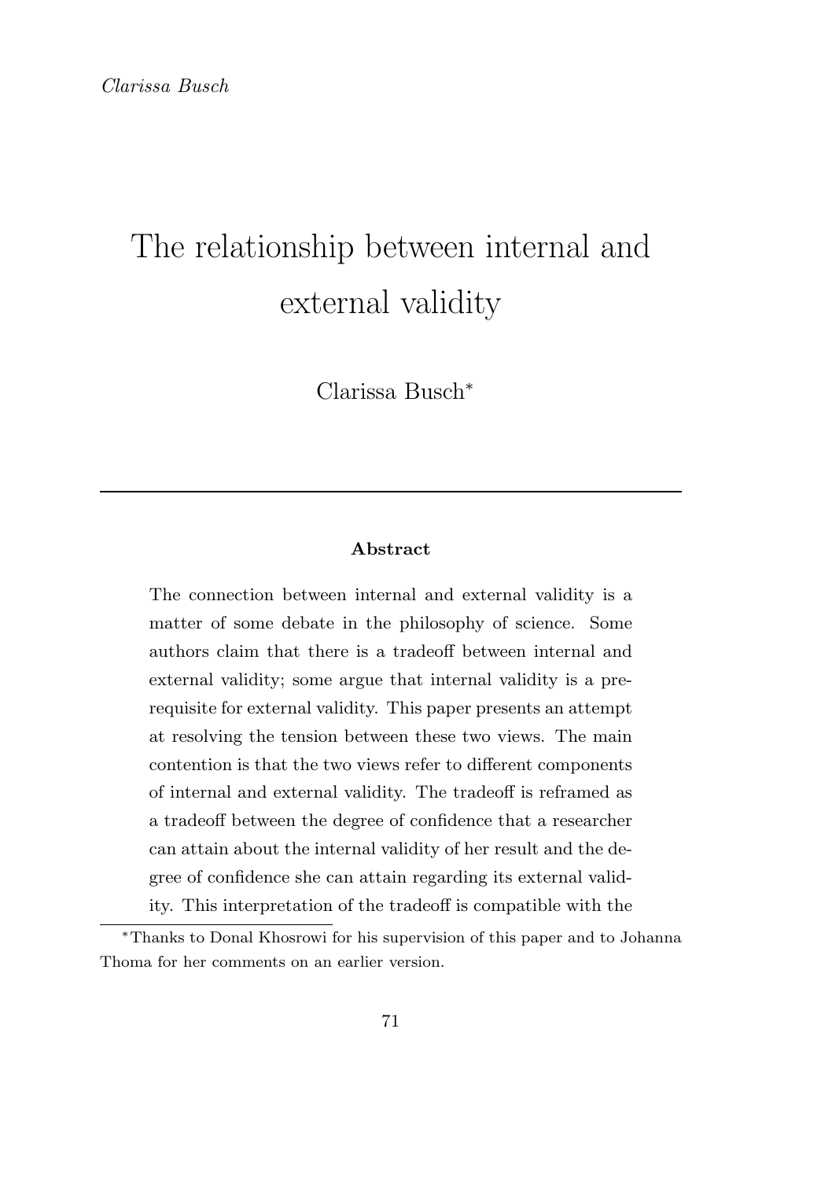# The relationship between internal and external validity

Clarissa Busch*

---

**Abstract**

The connection between internal and external validity is a matter of some debate in the philosophy of science. Some authors claim that there is a tradeoff between internal and external validity; some argue that internal validity is a prerequisite for external validity. This paper presents an attempt at resolving the tension between these two views. The main contention is that the two views refer to different components of internal and external validity. The tradeoff is reframed as a tradeoff between the degree of confidence that a researcher can attain about the internal validity of her result and the degree of confidence she can attain regarding its external validity. This interpretation of the tradeoff is compatible with the

*Thanks to Donal Khosrowi for his supervision of this paper and to Johanna Thoma for her comments on an earlier version.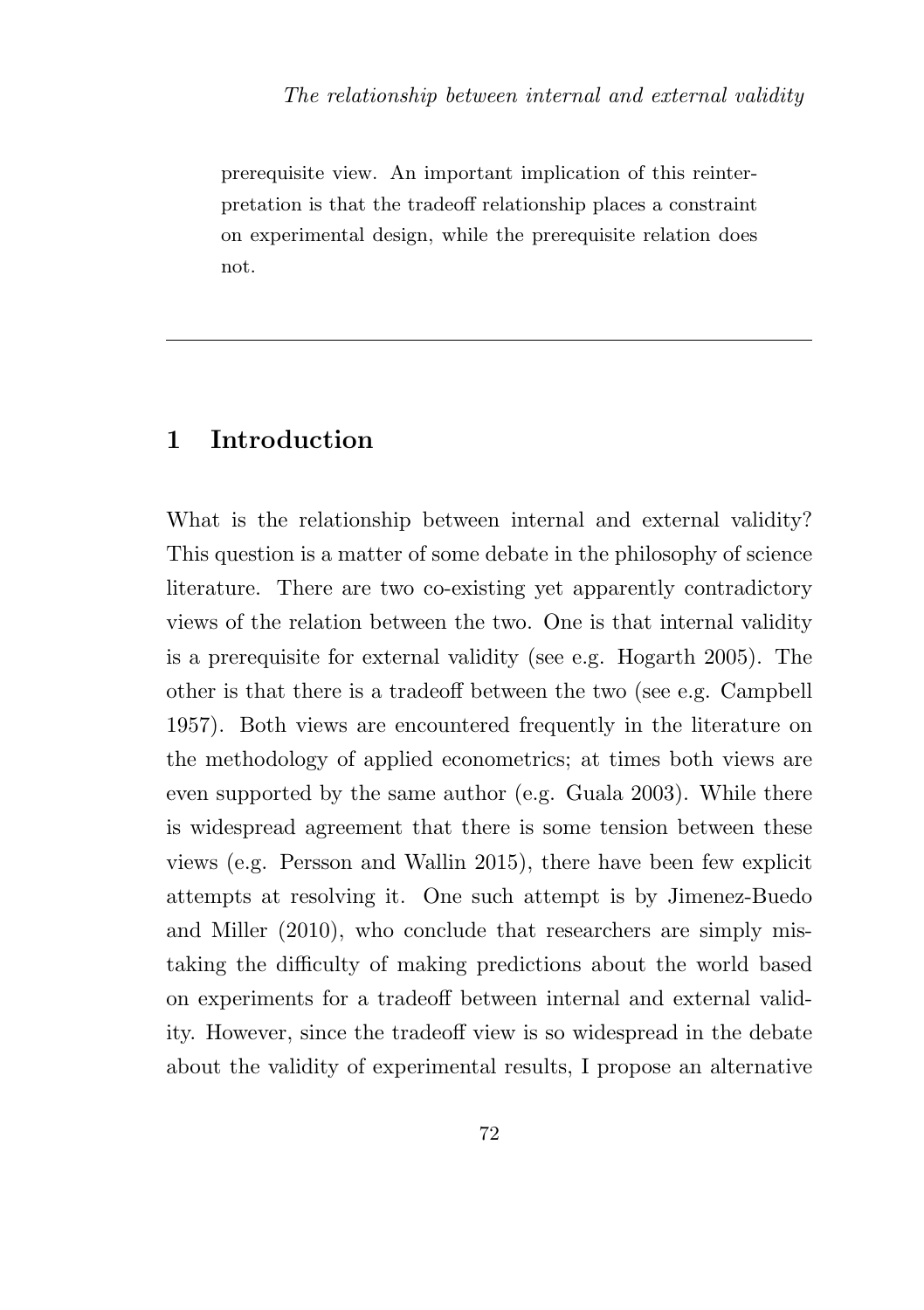prerequisite view. An important implication of this reinterpretation is that the tradeoff relationship places a constraint on experimental design, while the prerequisite relation does not.

---

## 1 Introduction

What is the relationship between internal and external validity? This question is a matter of some debate in the philosophy of science literature. There are two co-existing yet apparently contradictory views of the relation between the two. One is that internal validity is a prerequisite for external validity (see e.g. Hogarth 2005). The other is that there is a tradeoff between the two (see e.g. Campbell 1957). Both views are encountered frequently in the literature on the methodology of applied econometrics; at times both views are even supported by the same author (e.g. Guala 2003). While there is widespread agreement that there is some tension between these views (e.g. Persson and Wallin 2015), there have been few explicit attempts at resolving it. One such attempt is by Jimenez-Buedo and Miller (2010), who conclude that researchers are simply mistaking the difficulty of making predictions about the world based on experiments for a tradeoff between internal and external validity. However, since the tradeoff view is so widespread in the debate about the validity of experimental results, I propose an alternative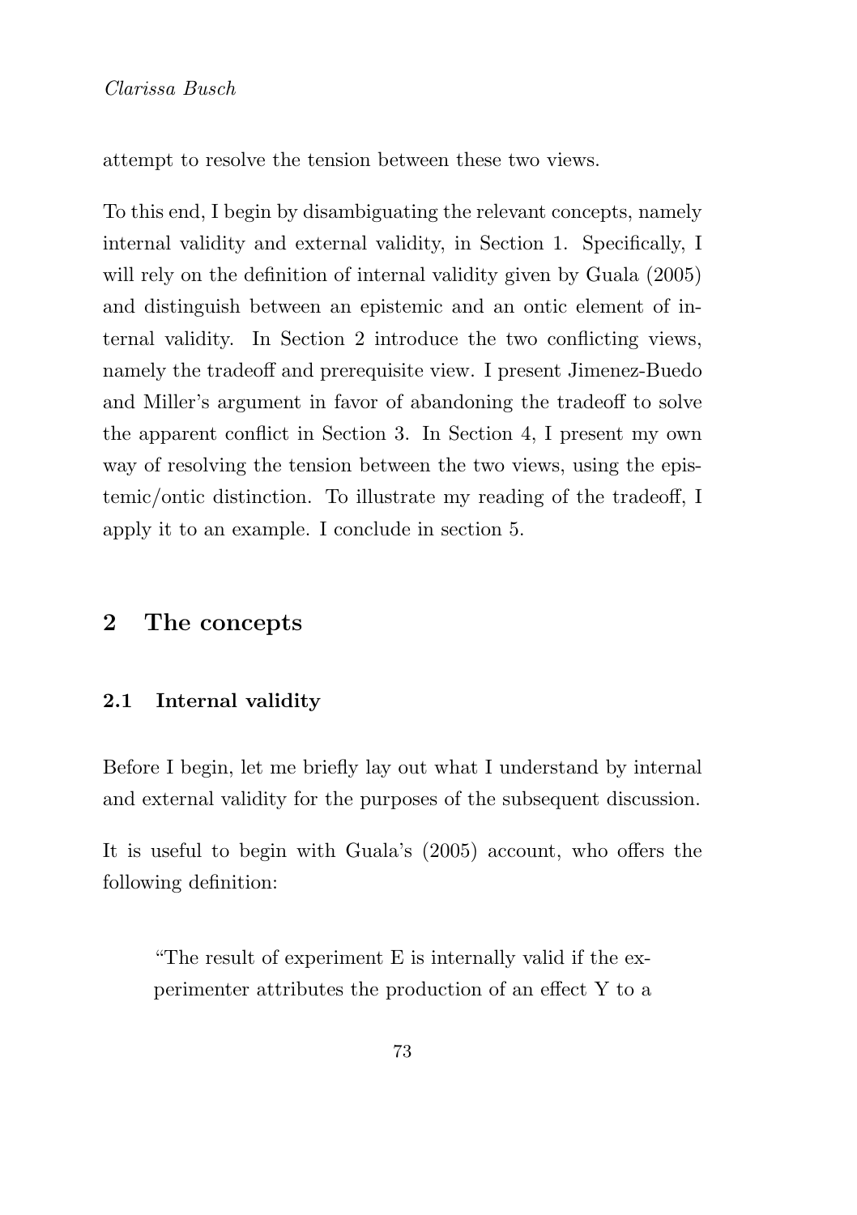attempt to resolve the tension between these two views.

To this end, I begin by disambiguating the relevant concepts, namely internal validity and external validity, in Section 1. Specifically, I will rely on the definition of internal validity given by Guala (2005) and distinguish between an epistemic and an ontic element of internal validity. In Section 2 introduce the two conflicting views, namely the tradeoff and prerequisite view. I present Jimenez-Buedo and Miller's argument in favor of abandoning the tradeoff to solve the apparent conflict in Section 3. In Section 4, I present my own way of resolving the tension between the two views, using the epistemic/ontic distinction. To illustrate my reading of the tradeoff, I apply it to an example. I conclude in section 5.

## 2 The concepts

### 2.1 Internal validity

Before I begin, let me briefly lay out what I understand by internal and external validity for the purposes of the subsequent discussion.

It is useful to begin with Guala's (2005) account, who offers the following definition:

> "The result of experiment E is internally valid if the experimenter attributes the production of an effect Y to a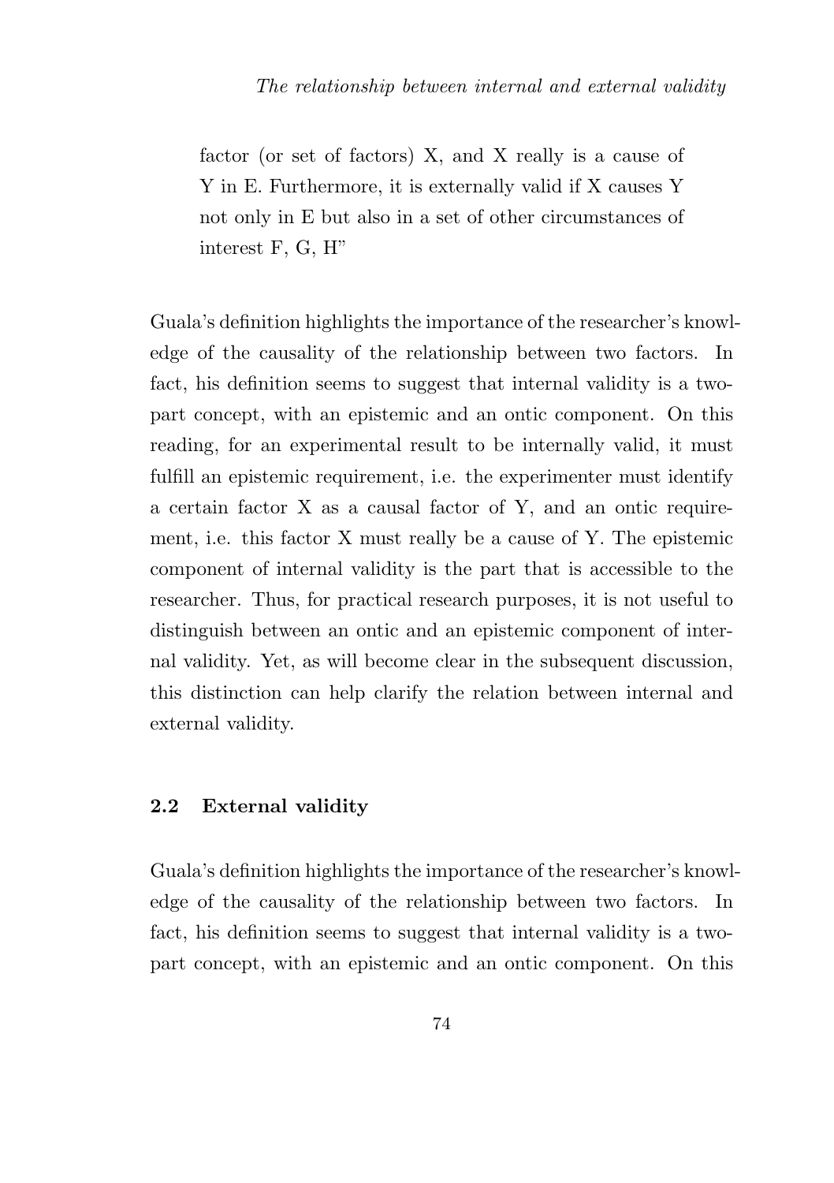factor (or set of factors) X, and X really is a cause of Y in E. Furthermore, it is externally valid if X causes Y not only in E but also in a set of other circumstances of interest F, G, H"

Guala's definition highlights the importance of the researcher's knowledge of the causality of the relationship between two factors. In fact, his definition seems to suggest that internal validity is a two-part concept, with an epistemic and an ontic component. On this reading, for an experimental result to be internally valid, it must fulfill an epistemic requirement, i.e. the experimenter must identify a certain factor X as a causal factor of Y, and an ontic requirement, i.e. this factor X must really be a cause of Y. The epistemic component of internal validity is the part that is accessible to the researcher. Thus, for practical research purposes, it is not useful to distinguish between an ontic and an epistemic component of internal validity. Yet, as will become clear in the subsequent discussion, this distinction can help clarify the relation between internal and external validity.

## 2.2 External validity

Guala's definition highlights the importance of the researcher's knowledge of the causality of the relationship between two factors. In fact, his definition seems to suggest that internal validity is a two-part concept, with an epistemic and an ontic component. On this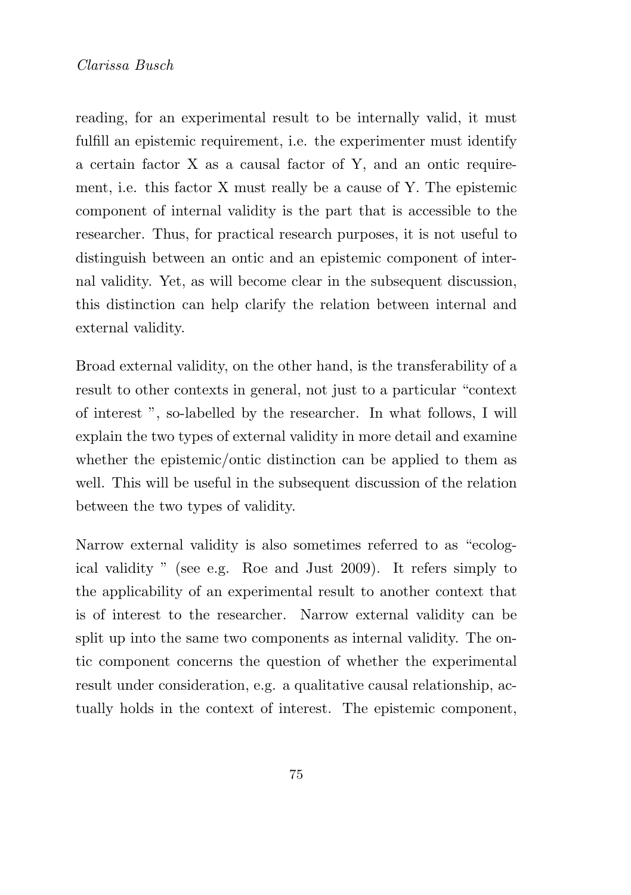reading, for an experimental result to be internally valid, it must fulfill an epistemic requirement, i.e. the experimenter must identify a certain factor X as a causal factor of Y, and an ontic requirement, i.e. this factor X must really be a cause of Y. The epistemic component of internal validity is the part that is accessible to the researcher. Thus, for practical research purposes, it is not useful to distinguish between an ontic and an epistemic component of internal validity. Yet, as will become clear in the subsequent discussion, this distinction can help clarify the relation between internal and external validity.

Broad external validity, on the other hand, is the transferability of a result to other contexts in general, not just to a particular "context of interest ", so-labelled by the researcher. In what follows, I will explain the two types of external validity in more detail and examine whether the epistemic/ontic distinction can be applied to them as well. This will be useful in the subsequent discussion of the relation between the two types of validity.

Narrow external validity is also sometimes referred to as "ecological validity " (see e.g. Roe and Just 2009). It refers simply to the applicability of an experimental result to another context that is of interest to the researcher. Narrow external validity can be split up into the same two components as internal validity. The ontic component concerns the question of whether the experimental result under consideration, e.g. a qualitative causal relationship, actually holds in the context of interest. The epistemic component,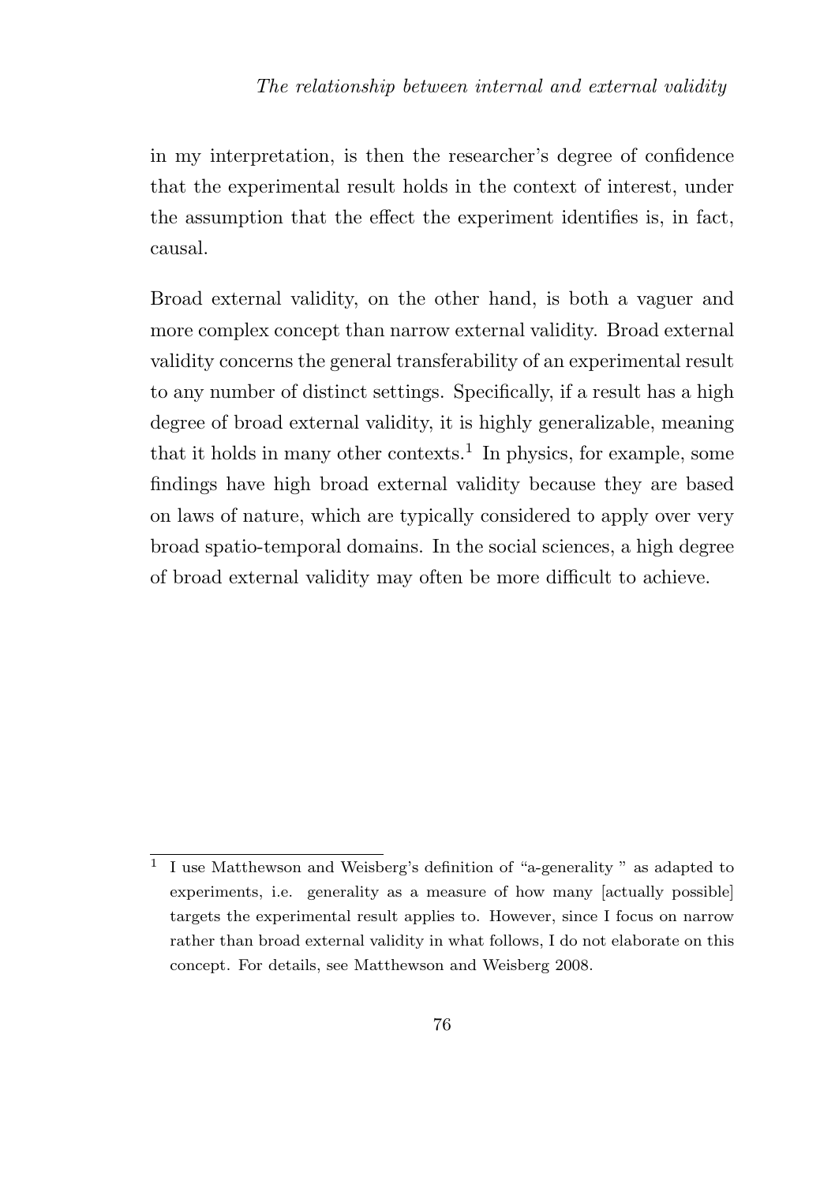in my interpretation, is then the researcher's degree of confidence that the experimental result holds in the context of interest, under the assumption that the effect the experiment identifies is, in fact, causal.

Broad external validity, on the other hand, is both a vaguer and more complex concept than narrow external validity. Broad external validity concerns the general transferability of an experimental result to any number of distinct settings. Specifically, if a result has a high degree of broad external validity, it is highly generalizable, meaning that it holds in many other contexts.[1] In physics, for example, some findings have high broad external validity because they are based on laws of nature, which are typically considered to apply over very broad spatio-temporal domains. In the social sciences, a high degree of broad external validity may often be more difficult to achieve.

[1] I use Matthewson and Weisberg's definition of "a-generality " as adapted to experiments, i.e. generality as a measure of how many [actually possible] targets the experimental result applies to. However, since I focus on narrow rather than broad external validity in what follows, I do not elaborate on this concept. For details, see Matthewson and Weisberg 2008.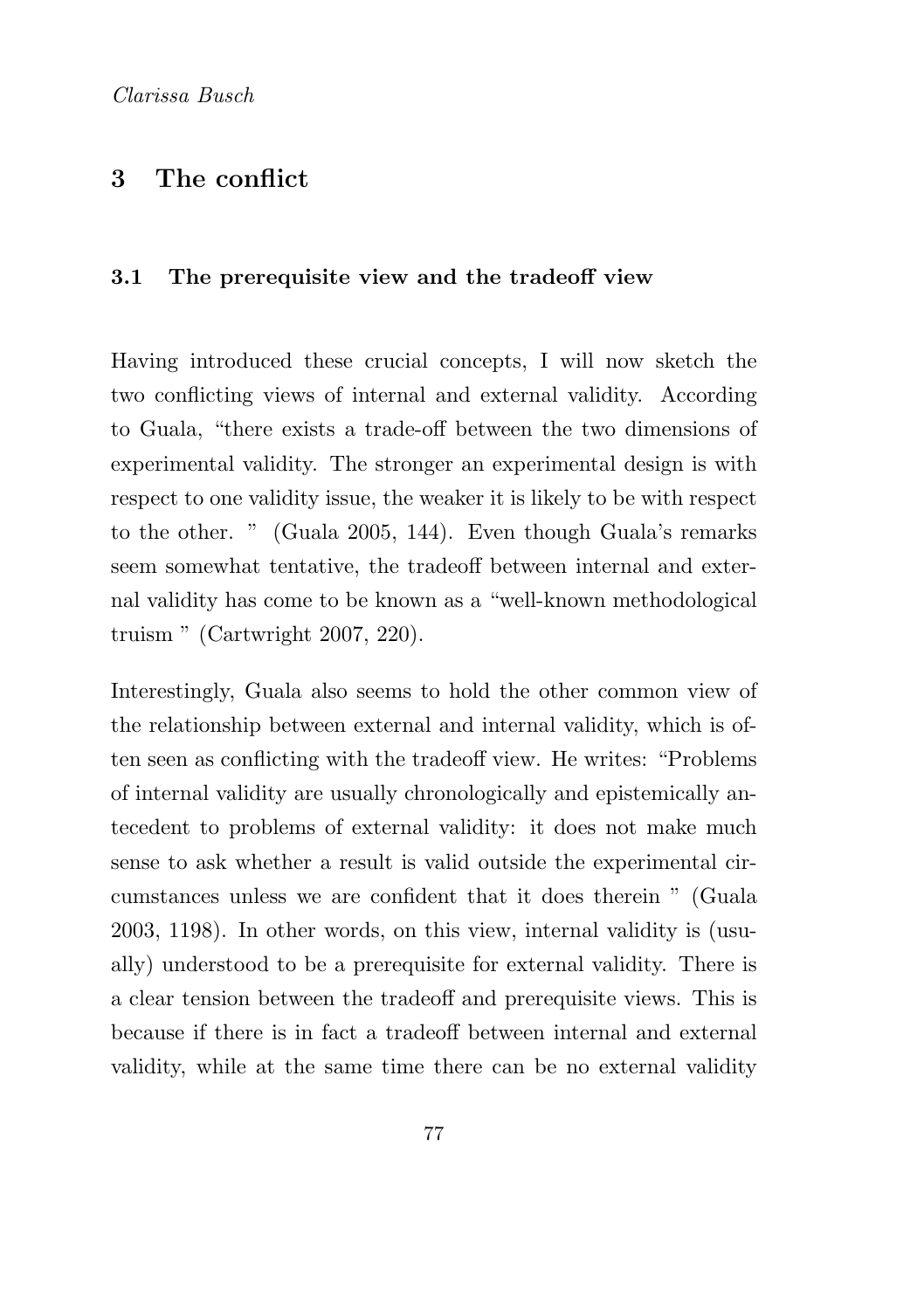## 3 The conflict

### 3.1 The prerequisite view and the tradeoff view

Having introduced these crucial concepts, I will now sketch the two conflicting views of internal and external validity. According to Guala, "there exists a trade-off between the two dimensions of experimental validity. The stronger an experimental design is with respect to one validity issue, the weaker it is likely to be with respect to the other. " (Guala 2005, 144). Even though Guala's remarks seem somewhat tentative, the tradeoff between internal and external validity has come to be known as a "well-known methodological truism " (Cartwright 2007, 220).

Interestingly, Guala also seems to hold the other common view of the relationship between external and internal validity, which is often seen as conflicting with the tradeoff view. He writes: "Problems of internal validity are usually chronologically and epistemically antecedent to problems of external validity: it does not make much sense to ask whether a result is valid outside the experimental circumstances unless we are confident that it does therein " (Guala 2003, 1198). In other words, on this view, internal validity is (usually) understood to be a prerequisite for external validity. There is a clear tension between the tradeoff and prerequisite views. This is because if there is in fact a tradeoff between internal and external validity, while at the same time there can be no external validity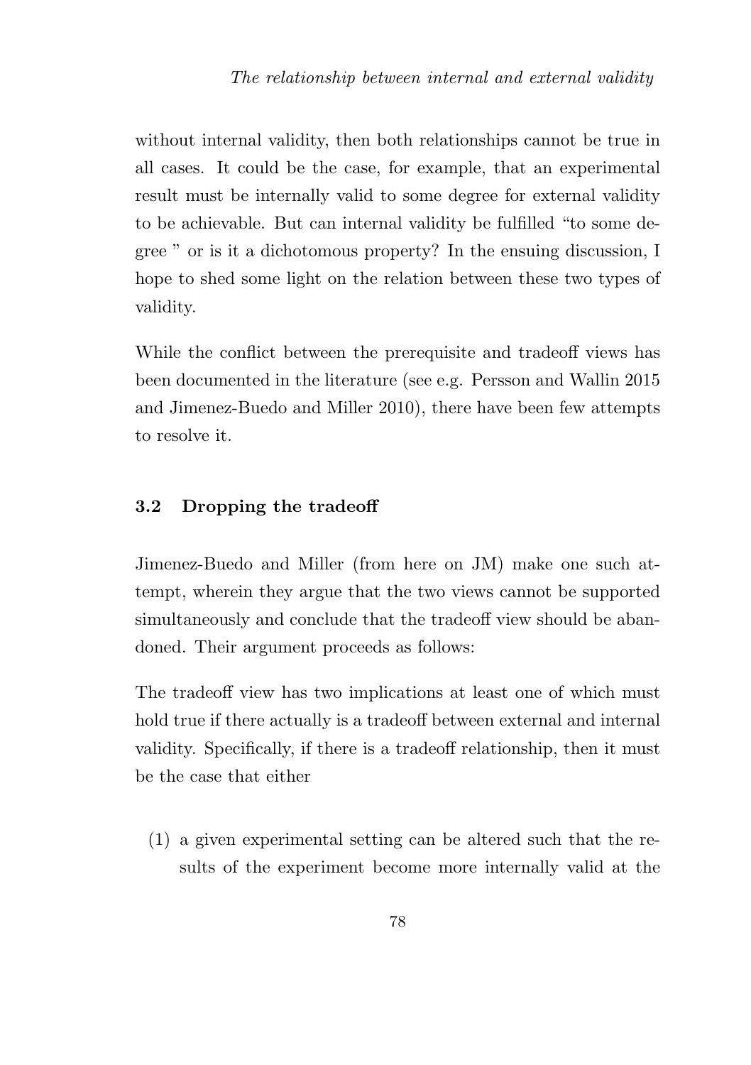without internal validity, then both relationships cannot be true in all cases. It could be the case, for example, that an experimental result must be internally valid to some degree for external validity to be achievable. But can internal validity be fulfilled "to some degree " or is it a dichotomous property? In the ensuing discussion, I hope to shed some light on the relation between these two types of validity.

While the conflict between the prerequisite and tradeoff views has been documented in the literature (see e.g. Persson and Wallin 2015 and Jimenez-Buedo and Miller 2010), there have been few attempts to resolve it.

### 3.2 Dropping the tradeoff

Jimenez-Buedo and Miller (from here on JM) make one such attempt, wherein they argue that the two views cannot be supported simultaneously and conclude that the tradeoff view should be abandoned. Their argument proceeds as follows:

The tradeoff view has two implications at least one of which must hold true if there actually is a tradeoff between external and internal validity. Specifically, if there is a tradeoff relationship, then it must be the case that either

(1) a given experimental setting can be altered such that the results of the experiment become more internally valid at the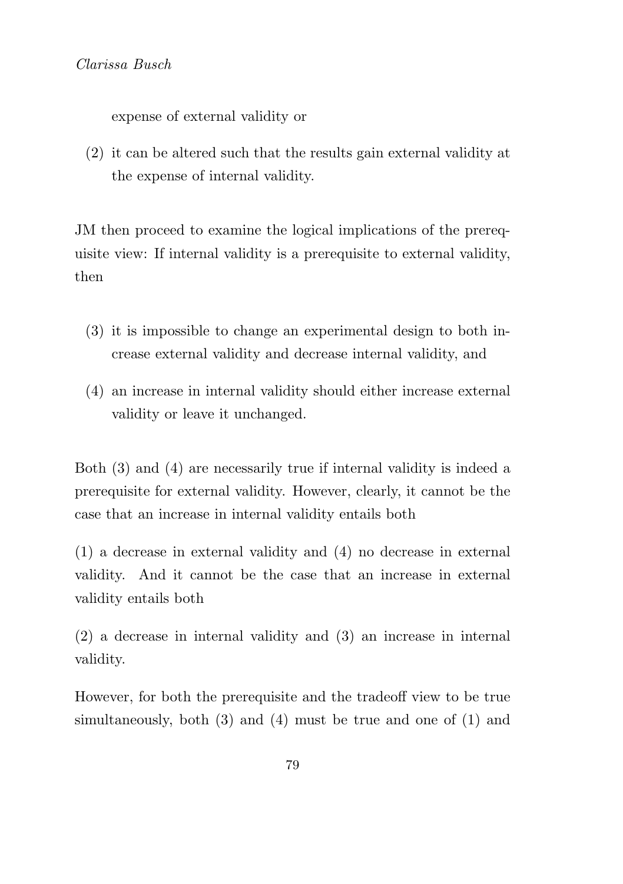expense of external validity or

(2) it can be altered such that the results gain external validity at the expense of internal validity.

JM then proceed to examine the logical implications of the prerequisite view: If internal validity is a prerequisite to external validity, then

(3) it is impossible to change an experimental design to both increase external validity and decrease internal validity, and

(4) an increase in internal validity should either increase external validity or leave it unchanged.

Both (3) and (4) are necessarily true if internal validity is indeed a prerequisite for external validity. However, clearly, it cannot be the case that an increase in internal validity entails both

(1) a decrease in external validity and (4) no decrease in external validity. And it cannot be the case that an increase in external validity entails both

(2) a decrease in internal validity and (3) an increase in internal validity.

However, for both the prerequisite and the tradeoff view to be true simultaneously, both (3) and (4) must be true and one of (1) and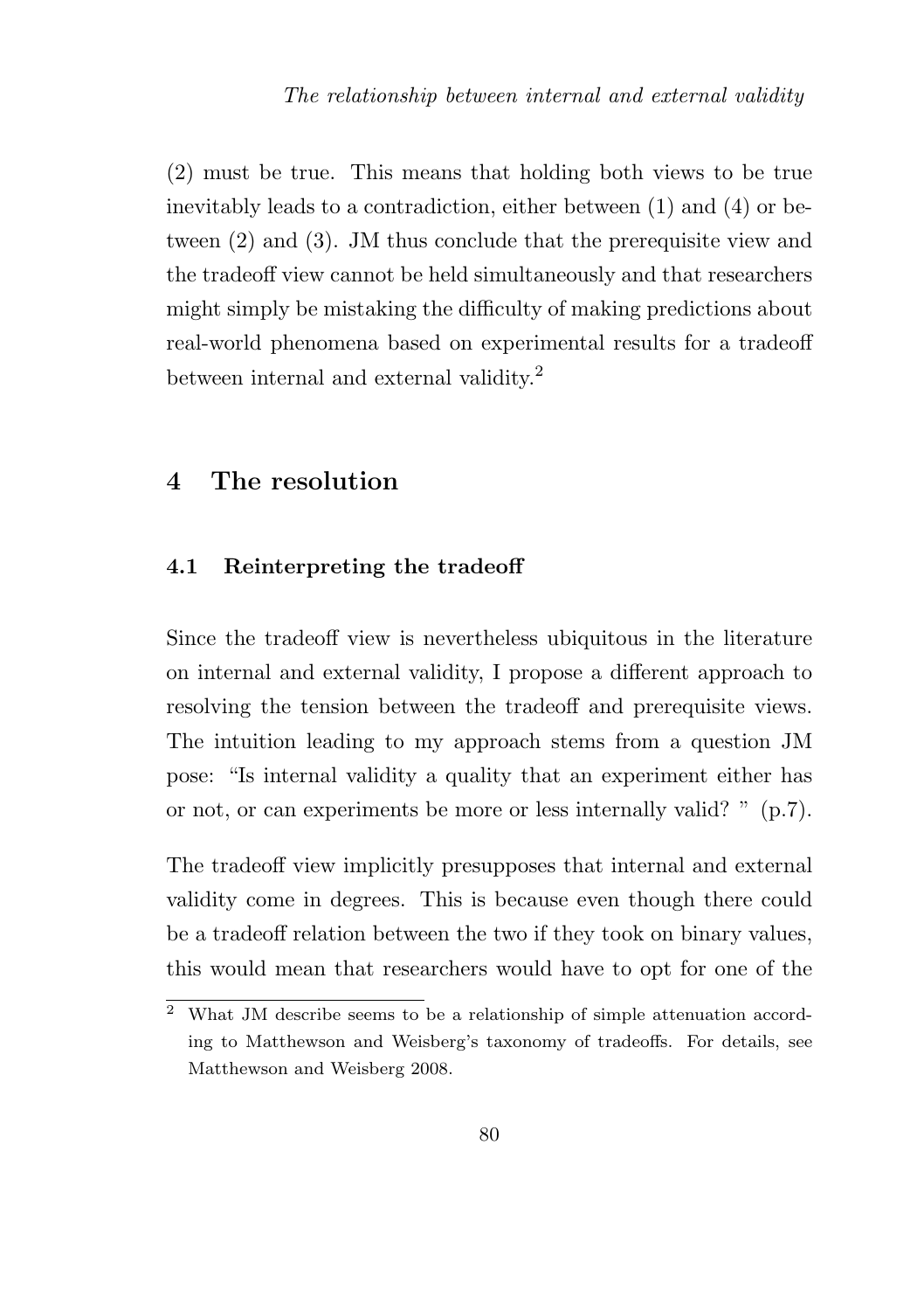(2) must be true. This means that holding both views to be true inevitably leads to a contradiction, either between (1) and (4) or between (2) and (3). JM thus conclude that the prerequisite view and the tradeoff view cannot be held simultaneously and that researchers might simply be mistaking the difficulty of making predictions about real-world phenomena based on experimental results for a tradeoff between internal and external validity.[2]

## 4 The resolution

### 4.1 Reinterpreting the tradeoff

Since the tradeoff view is nevertheless ubiquitous in the literature on internal and external validity, I propose a different approach to resolving the tension between the tradeoff and prerequisite views. The intuition leading to my approach stems from a question JM pose: "Is internal validity a quality that an experiment either has or not, or can experiments be more or less internally valid? " (p.7).

The tradeoff view implicitly presupposes that internal and external validity come in degrees. This is because even though there could be a tradeoff relation between the two if they took on binary values, this would mean that researchers would have to opt for one of the

[2] What JM describe seems to be a relationship of simple attenuation according to Matthewson and Weisberg's taxonomy of tradeoffs. For details, see Matthewson and Weisberg 2008.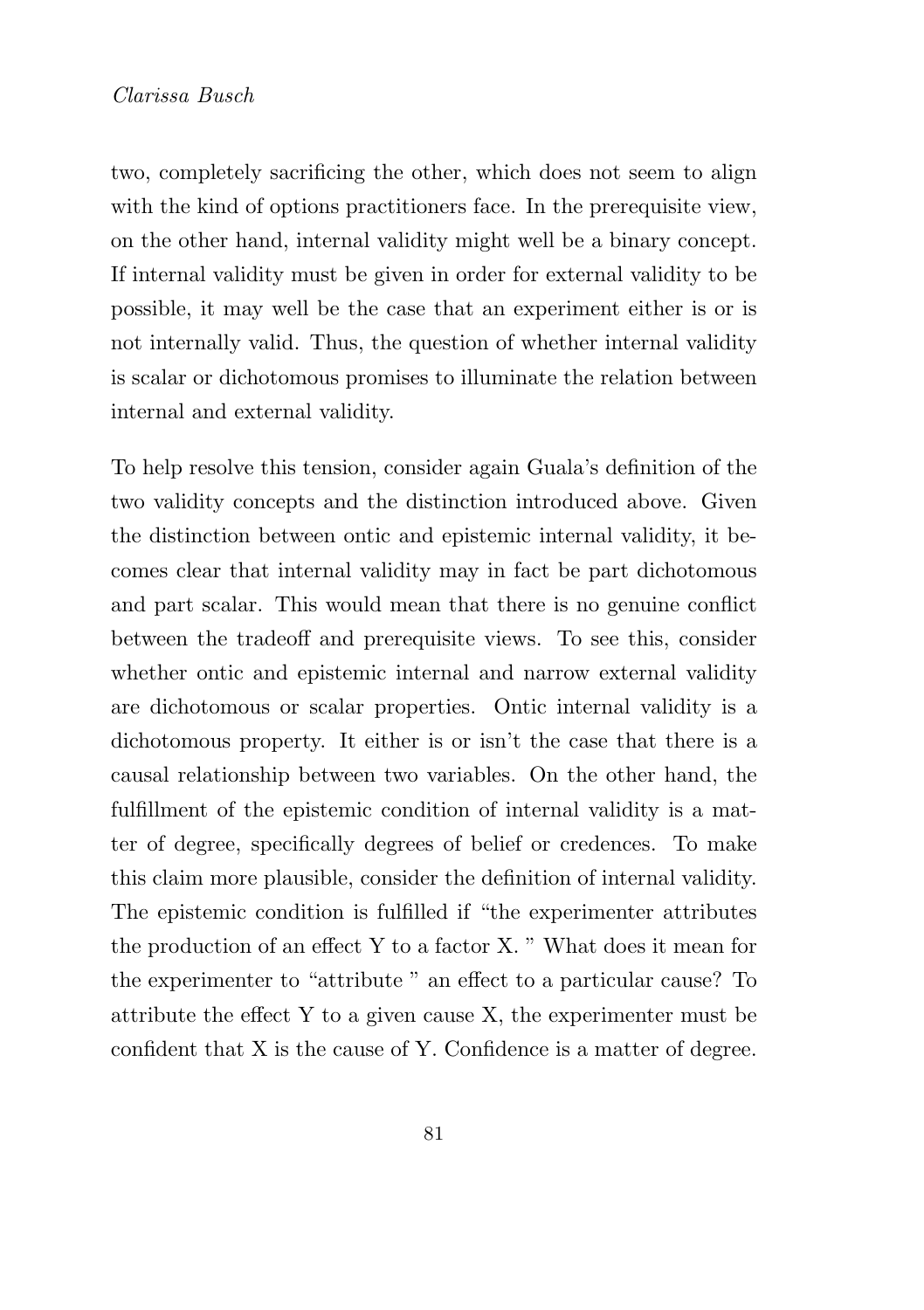two, completely sacrificing the other, which does not seem to align with the kind of options practitioners face. In the prerequisite view, on the other hand, internal validity might well be a binary concept. If internal validity must be given in order for external validity to be possible, it may well be the case that an experiment either is or is not internally valid. Thus, the question of whether internal validity is scalar or dichotomous promises to illuminate the relation between internal and external validity.

To help resolve this tension, consider again Guala's definition of the two validity concepts and the distinction introduced above. Given the distinction between ontic and epistemic internal validity, it becomes clear that internal validity may in fact be part dichotomous and part scalar. This would mean that there is no genuine conflict between the tradeoff and prerequisite views. To see this, consider whether ontic and epistemic internal and narrow external validity are dichotomous or scalar properties. Ontic internal validity is a dichotomous property. It either is or isn't the case that there is a causal relationship between two variables. On the other hand, the fulfillment of the epistemic condition of internal validity is a matter of degree, specifically degrees of belief or credences. To make this claim more plausible, consider the definition of internal validity. The epistemic condition is fulfilled if "the experimenter attributes the production of an effect Y to a factor X. " What does it mean for the experimenter to "attribute " an effect to a particular cause? To attribute the effect Y to a given cause X, the experimenter must be confident that X is the cause of Y. Confidence is a matter of degree.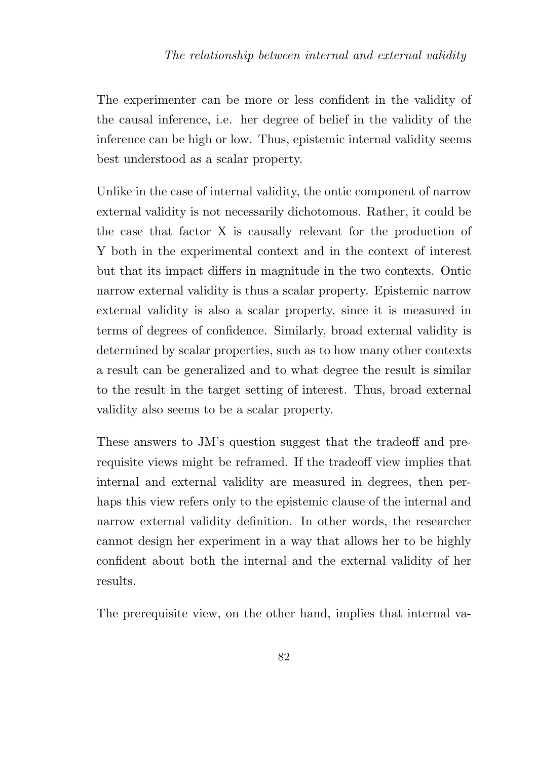The experimenter can be more or less confident in the validity of the causal inference, i.e. her degree of belief in the validity of the inference can be high or low. Thus, epistemic internal validity seems best understood as a scalar property.

Unlike in the case of internal validity, the ontic component of narrow external validity is not necessarily dichotomous. Rather, it could be the case that factor X is causally relevant for the production of Y both in the experimental context and in the context of interest but that its impact differs in magnitude in the two contexts. Ontic narrow external validity is thus a scalar property. Epistemic narrow external validity is also a scalar property, since it is measured in terms of degrees of confidence. Similarly, broad external validity is determined by scalar properties, such as to how many other contexts a result can be generalized and to what degree the result is similar to the result in the target setting of interest. Thus, broad external validity also seems to be a scalar property.

These answers to JM's question suggest that the tradeoff and prerequisite views might be reframed. If the tradeoff view implies that internal and external validity are measured in degrees, then perhaps this view refers only to the epistemic clause of the internal and narrow external validity definition. In other words, the researcher cannot design her experiment in a way that allows her to be highly confident about both the internal and the external validity of her results.

The prerequisite view, on the other hand, implies that internal va-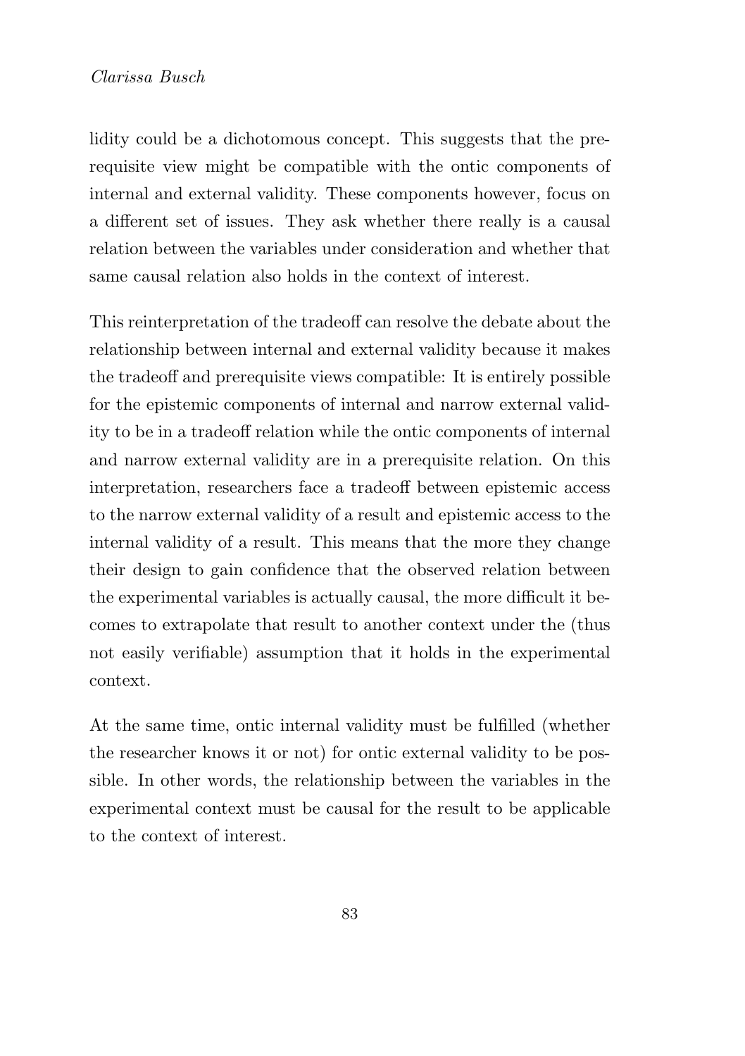lidity could be a dichotomous concept. This suggests that the prerequisite view might be compatible with the ontic components of internal and external validity. These components however, focus on a different set of issues. They ask whether there really is a causal relation between the variables under consideration and whether that same causal relation also holds in the context of interest.

This reinterpretation of the tradeoff can resolve the debate about the relationship between internal and external validity because it makes the tradeoff and prerequisite views compatible: It is entirely possible for the epistemic components of internal and narrow external validity to be in a tradeoff relation while the ontic components of internal and narrow external validity are in a prerequisite relation. On this interpretation, researchers face a tradeoff between epistemic access to the narrow external validity of a result and epistemic access to the internal validity of a result. This means that the more they change their design to gain confidence that the observed relation between the experimental variables is actually causal, the more difficult it becomes to extrapolate that result to another context under the (thus not easily verifiable) assumption that it holds in the experimental context.

At the same time, ontic internal validity must be fulfilled (whether the researcher knows it or not) for ontic external validity to be possible. In other words, the relationship between the variables in the experimental context must be causal for the result to be applicable to the context of interest.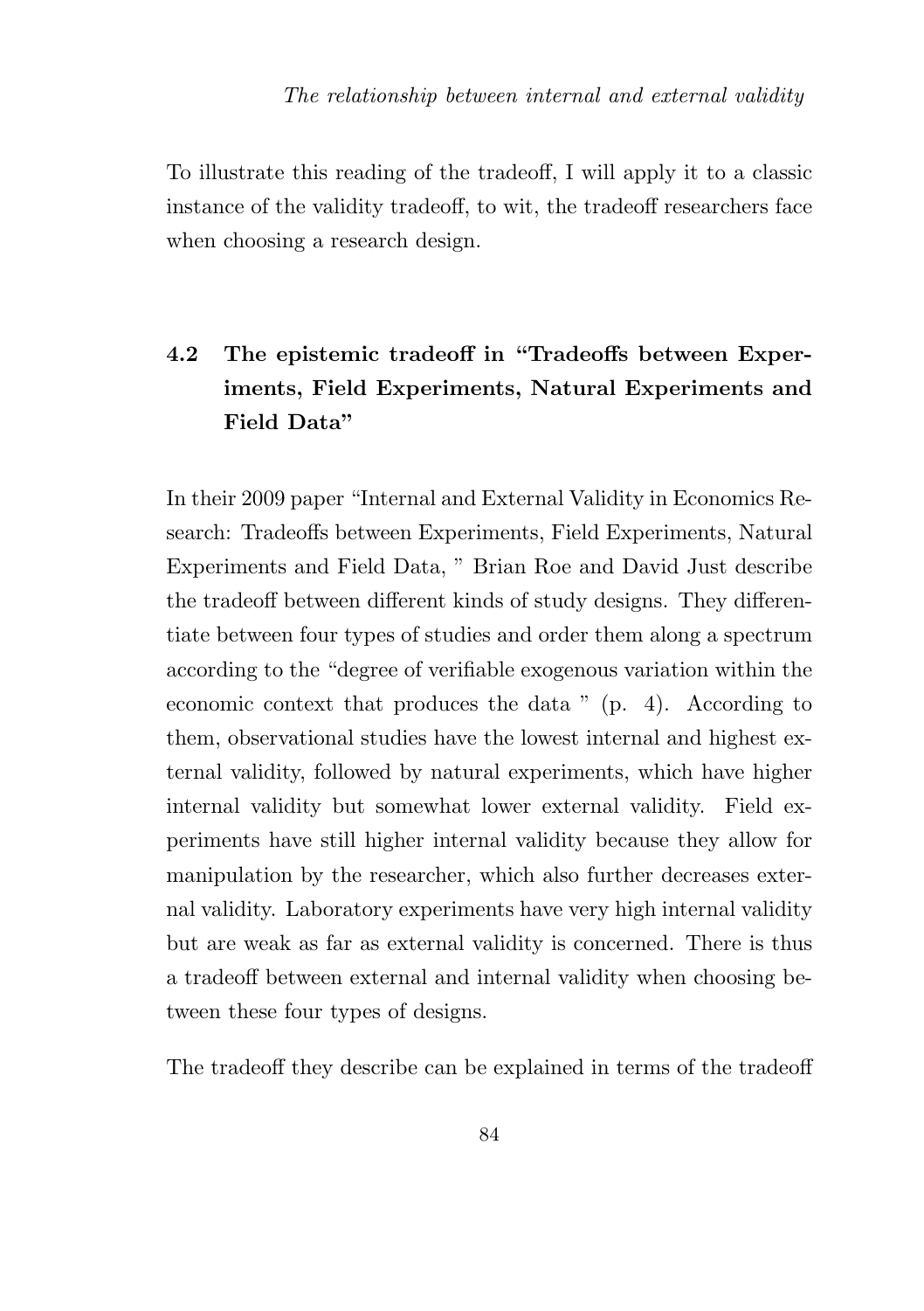To illustrate this reading of the tradeoff, I will apply it to a classic instance of the validity tradeoff, to wit, the tradeoff researchers face when choosing a research design.

## 4.2 The epistemic tradeoff in "Tradeoffs between Experiments, Field Experiments, Natural Experiments and Field Data"

In their 2009 paper "Internal and External Validity in Economics Research: Tradeoffs between Experiments, Field Experiments, Natural Experiments and Field Data, " Brian Roe and David Just describe the tradeoff between different kinds of study designs. They differentiate between four types of studies and order them along a spectrum according to the "degree of verifiable exogenous variation within the economic context that produces the data " (p. 4). According to them, observational studies have the lowest internal and highest external validity, followed by natural experiments, which have higher internal validity but somewhat lower external validity. Field experiments have still higher internal validity because they allow for manipulation by the researcher, which also further decreases external validity. Laboratory experiments have very high internal validity but are weak as far as external validity is concerned. There is thus a tradeoff between external and internal validity when choosing between these four types of designs.

The tradeoff they describe can be explained in terms of the tradeoff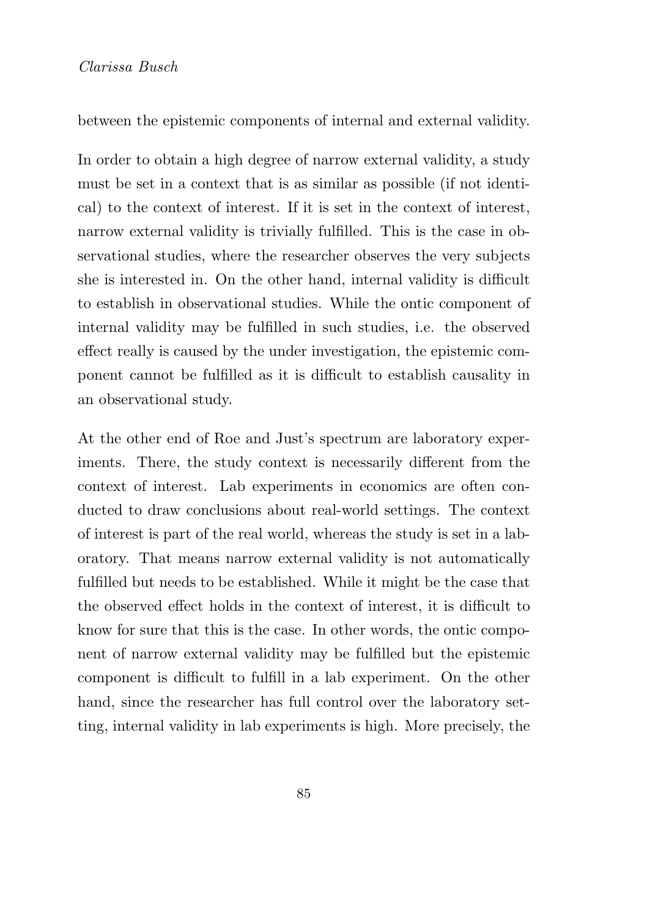between the epistemic components of internal and external validity.

In order to obtain a high degree of narrow external validity, a study must be set in a context that is as similar as possible (if not identical) to the context of interest. If it is set in the context of interest, narrow external validity is trivially fulfilled. This is the case in observational studies, where the researcher observes the very subjects she is interested in. On the other hand, internal validity is difficult to establish in observational studies. While the ontic component of internal validity may be fulfilled in such studies, i.e. the observed effect really is caused by the under investigation, the epistemic component cannot be fulfilled as it is difficult to establish causality in an observational study.

At the other end of Roe and Just's spectrum are laboratory experiments. There, the study context is necessarily different from the context of interest. Lab experiments in economics are often conducted to draw conclusions about real-world settings. The context of interest is part of the real world, whereas the study is set in a laboratory. That means narrow external validity is not automatically fulfilled but needs to be established. While it might be the case that the observed effect holds in the context of interest, it is difficult to know for sure that this is the case. In other words, the ontic component of narrow external validity may be fulfilled but the epistemic component is difficult to fulfill in a lab experiment. On the other hand, since the researcher has full control over the laboratory setting, internal validity in lab experiments is high. More precisely, the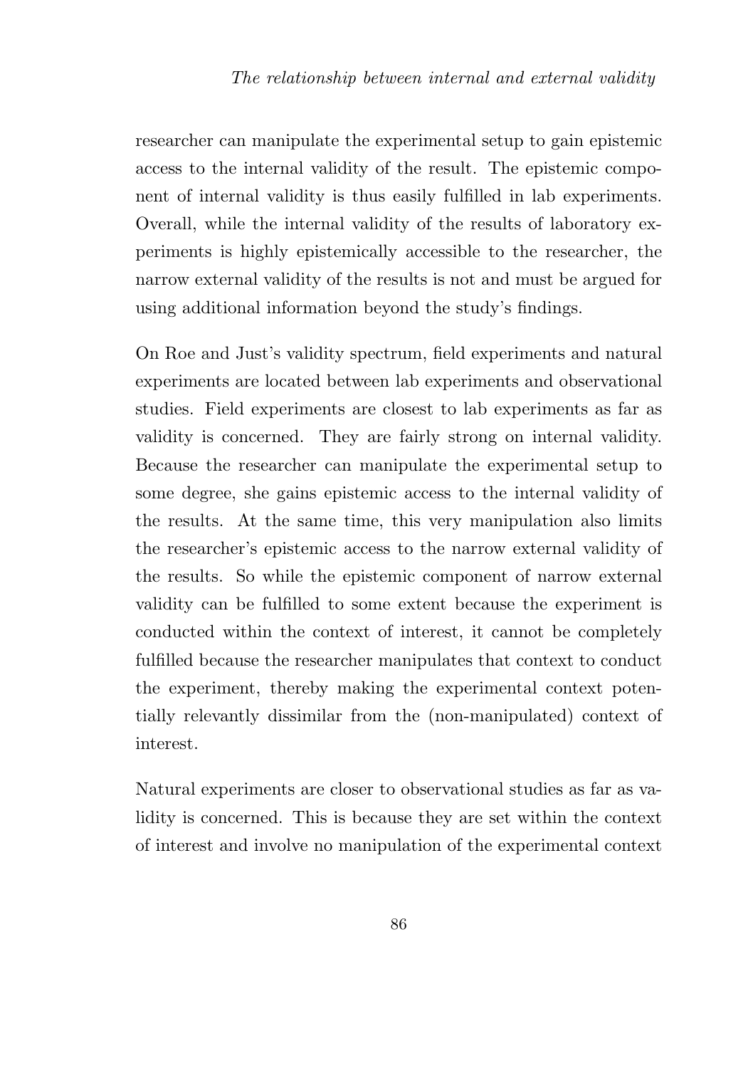researcher can manipulate the experimental setup to gain epistemic access to the internal validity of the result. The epistemic component of internal validity is thus easily fulfilled in lab experiments. Overall, while the internal validity of the results of laboratory experiments is highly epistemically accessible to the researcher, the narrow external validity of the results is not and must be argued for using additional information beyond the study's findings.

On Roe and Just's validity spectrum, field experiments and natural experiments are located between lab experiments and observational studies. Field experiments are closest to lab experiments as far as validity is concerned. They are fairly strong on internal validity. Because the researcher can manipulate the experimental setup to some degree, she gains epistemic access to the internal validity of the results. At the same time, this very manipulation also limits the researcher's epistemic access to the narrow external validity of the results. So while the epistemic component of narrow external validity can be fulfilled to some extent because the experiment is conducted within the context of interest, it cannot be completely fulfilled because the researcher manipulates that context to conduct the experiment, thereby making the experimental context potentially relevantly dissimilar from the (non-manipulated) context of interest.

Natural experiments are closer to observational studies as far as validity is concerned. This is because they are set within the context of interest and involve no manipulation of the experimental context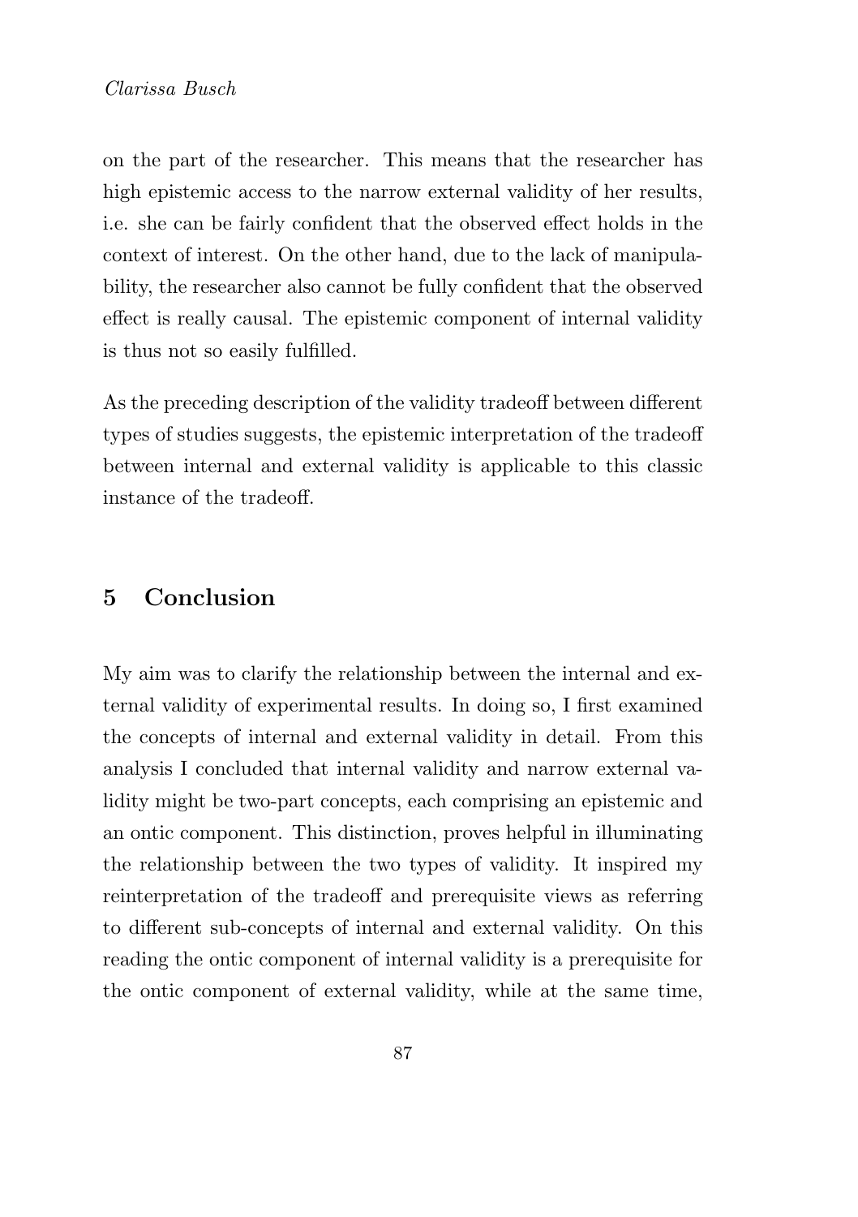on the part of the researcher. This means that the researcher has high epistemic access to the narrow external validity of her results, i.e. she can be fairly confident that the observed effect holds in the context of interest. On the other hand, due to the lack of manipulability, the researcher also cannot be fully confident that the observed effect is really causal. The epistemic component of internal validity is thus not so easily fulfilled.

As the preceding description of the validity tradeoff between different types of studies suggests, the epistemic interpretation of the tradeoff between internal and external validity is applicable to this classic instance of the tradeoff.

## 5 Conclusion

My aim was to clarify the relationship between the internal and external validity of experimental results. In doing so, I first examined the concepts of internal and external validity in detail. From this analysis I concluded that internal validity and narrow external validity might be two-part concepts, each comprising an epistemic and an ontic component. This distinction, proves helpful in illuminating the relationship between the two types of validity. It inspired my reinterpretation of the tradeoff and prerequisite views as referring to different sub-concepts of internal and external validity. On this reading the ontic component of internal validity is a prerequisite for the ontic component of external validity, while at the same time,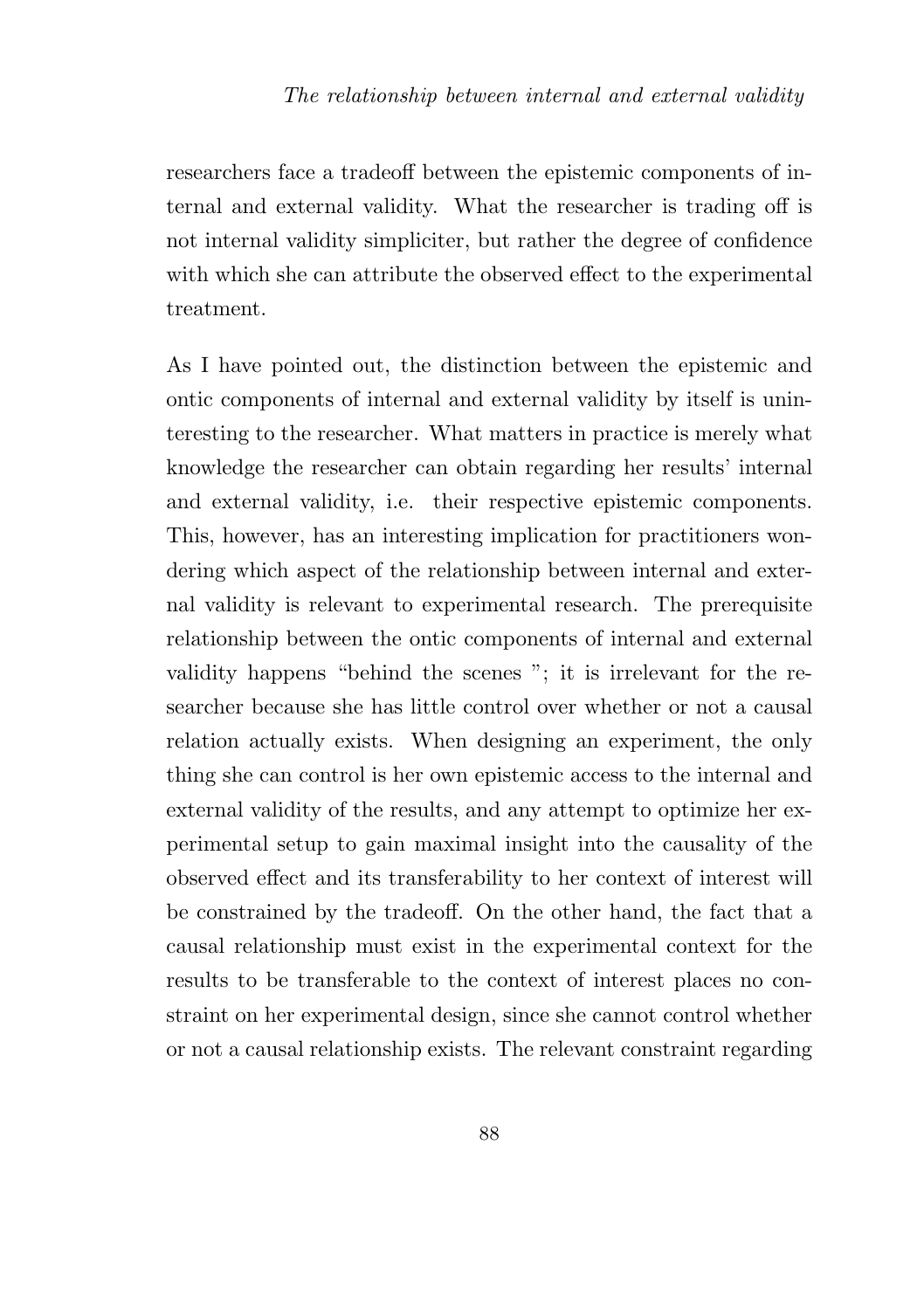researchers face a tradeoff between the epistemic components of internal and external validity. What the researcher is trading off is not internal validity simpliciter, but rather the degree of confidence with which she can attribute the observed effect to the experimental treatment.

As I have pointed out, the distinction between the epistemic and ontic components of internal and external validity by itself is uninteresting to the researcher. What matters in practice is merely what knowledge the researcher can obtain regarding her results' internal and external validity, i.e. their respective epistemic components. This, however, has an interesting implication for practitioners wondering which aspect of the relationship between internal and external validity is relevant to experimental research. The prerequisite relationship between the ontic components of internal and external validity happens "behind the scenes "; it is irrelevant for the researcher because she has little control over whether or not a causal relation actually exists. When designing an experiment, the only thing she can control is her own epistemic access to the internal and external validity of the results, and any attempt to optimize her experimental setup to gain maximal insight into the causality of the observed effect and its transferability to her context of interest will be constrained by the tradeoff. On the other hand, the fact that a causal relationship must exist in the experimental context for the results to be transferable to the context of interest places no constraint on her experimental design, since she cannot control whether or not a causal relationship exists. The relevant constraint regarding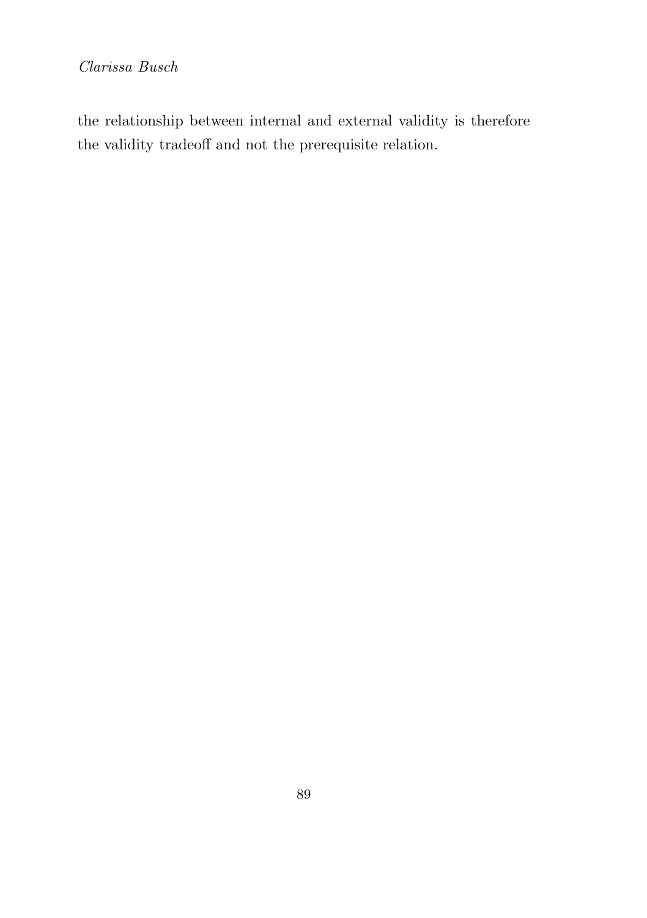the relationship between internal and external validity is therefore the validity tradeoff and not the prerequisite relation.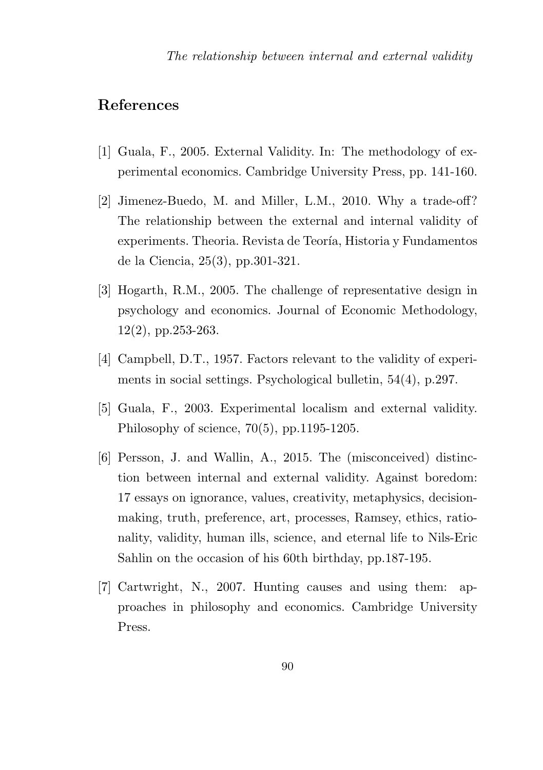## References

[1] Guala, F., 2005. External Validity. In: The methodology of experimental economics. Cambridge University Press, pp. 141-160.

[2] Jimenez-Buedo, M. and Miller, L.M., 2010. Why a trade-off? The relationship between the external and internal validity of experiments. Theoria. Revista de Teoría, Historia y Fundamentos de la Ciencia, 25(3), pp.301-321.

[3] Hogarth, R.M., 2005. The challenge of representative design in psychology and economics. Journal of Economic Methodology, 12(2), pp.253-263.

[4] Campbell, D.T., 1957. Factors relevant to the validity of experiments in social settings. Psychological bulletin, 54(4), p.297.

[5] Guala, F., 2003. Experimental localism and external validity. Philosophy of science, 70(5), pp.1195-1205.

[6] Persson, J. and Wallin, A., 2015. The (misconceived) distinction between internal and external validity. Against boredom: 17 essays on ignorance, values, creativity, metaphysics, decision-making, truth, preference, art, processes, Ramsey, ethics, rationality, validity, human ills, science, and eternal life to Nils-Eric Sahlin on the occasion of his 60th birthday, pp.187-195.

[7] Cartwright, N., 2007. Hunting causes and using them: approaches in philosophy and economics. Cambridge University Press.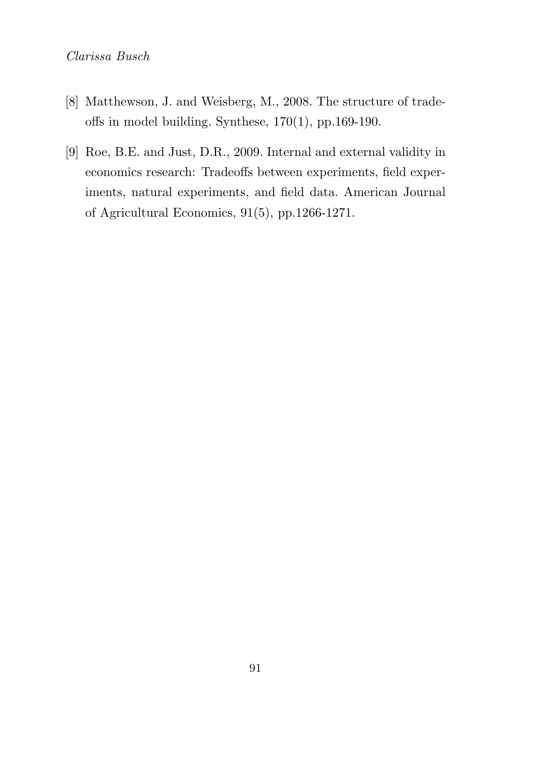[8] Matthewson, J. and Weisberg, M., 2008. The structure of tradeoffs in model building. Synthese, 170(1), pp.169-190.

[9] Roe, B.E. and Just, D.R., 2009. Internal and external validity in economics research: Tradeoffs between experiments, field experiments, natural experiments, and field data. American Journal of Agricultural Economics, 91(5), pp.1266-1271.